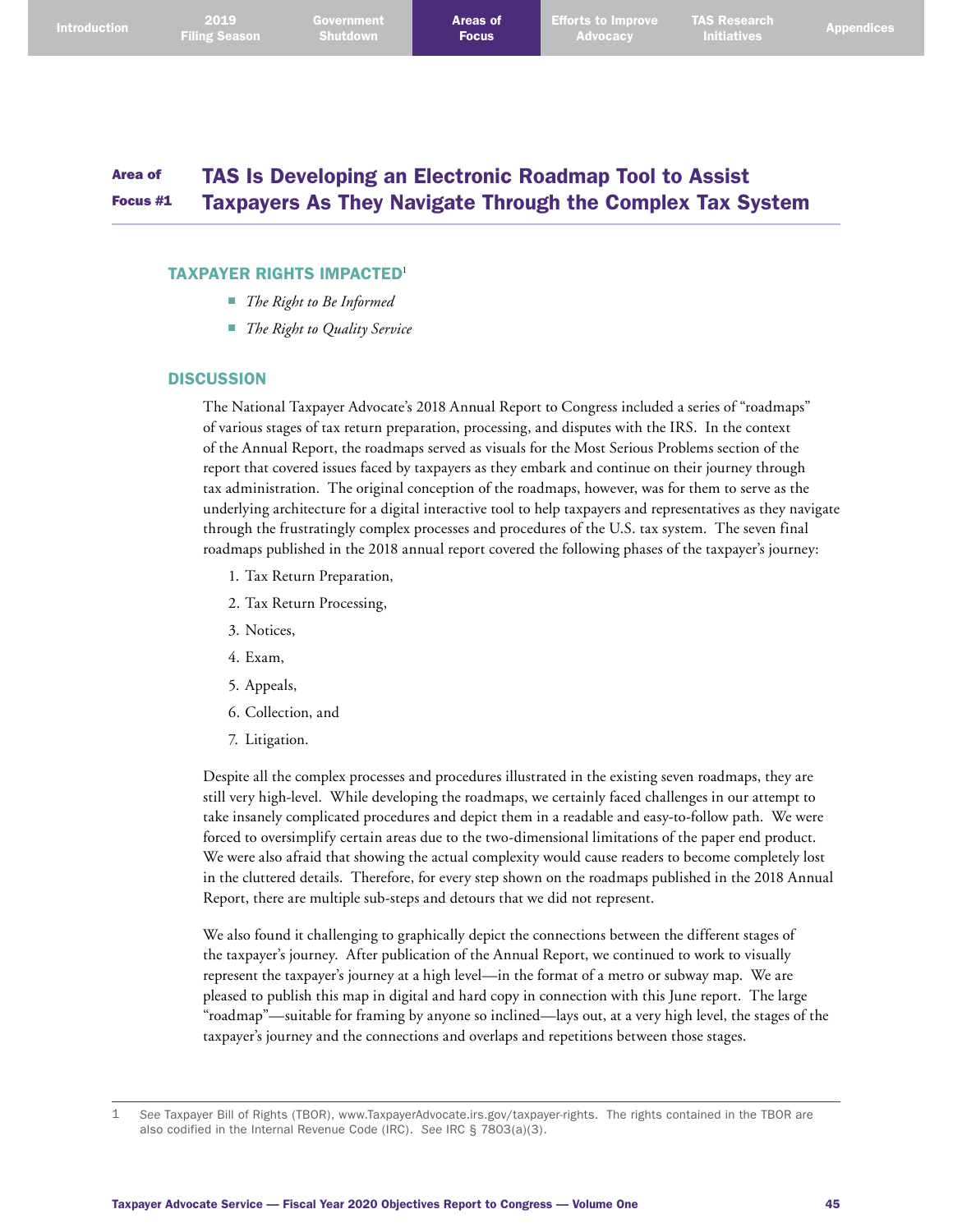# Area of Focus #1 TAS Is Developing an Electronic Roadmap Tool to Assist Taxpayers As They Navigate Through the Complex Tax System

## TAXPAYER RIGHTS IMPACTED[1]

- *The Right to Be Informed*
- *The Right to Quality Service*

## DISCUSSION

The National Taxpayer Advocate's 2018 Annual Report to Congress included a series of "roadmaps" of various stages of tax return preparation, processing, and disputes with the IRS. In the context of the Annual Report, the roadmaps served as visuals for the Most Serious Problems section of the report that covered issues faced by taxpayers as they embark and continue on their journey through tax administration. The original conception of the roadmaps, however, was for them to serve as the underlying architecture for a digital interactive tool to help taxpayers and representatives as they navigate through the frustratingly complex processes and procedures of the U.S. tax system. The seven final roadmaps published in the 2018 annual report covered the following phases of the taxpayer's journey:

1. Tax Return Preparation,
2. Tax Return Processing,
3. Notices,
4. Exam,
5. Appeals,
6. Collection, and
7. Litigation.

Despite all the complex processes and procedures illustrated in the existing seven roadmaps, they are still very high-level. While developing the roadmaps, we certainly faced challenges in our attempt to take insanely complicated procedures and depict them in a readable and easy-to-follow path. We were forced to oversimplify certain areas due to the two-dimensional limitations of the paper end product. We were also afraid that showing the actual complexity would cause readers to become completely lost in the cluttered details. Therefore, for every step shown on the roadmaps published in the 2018 Annual Report, there are multiple sub-steps and detours that we did not represent.

We also found it challenging to graphically depict the connections between the different stages of the taxpayer's journey. After publication of the Annual Report, we continued to work to visually represent the taxpayer's journey at a high level—in the format of a metro or subway map. We are pleased to publish this map in digital and hard copy in connection with this June report. The large "roadmap"—suitable for framing by anyone so inclined—lays out, at a very high level, the stages of the taxpayer's journey and the connections and overlaps and repetitions between those stages.

---

1 *See* Taxpayer Bill of Rights (TBOR), www.TaxpayerAdvocate.irs.gov/taxpayer-rights. The rights contained in the TBOR are also codified in the Internal Revenue Code (IRC). *See* IRC § 7803(a)(3).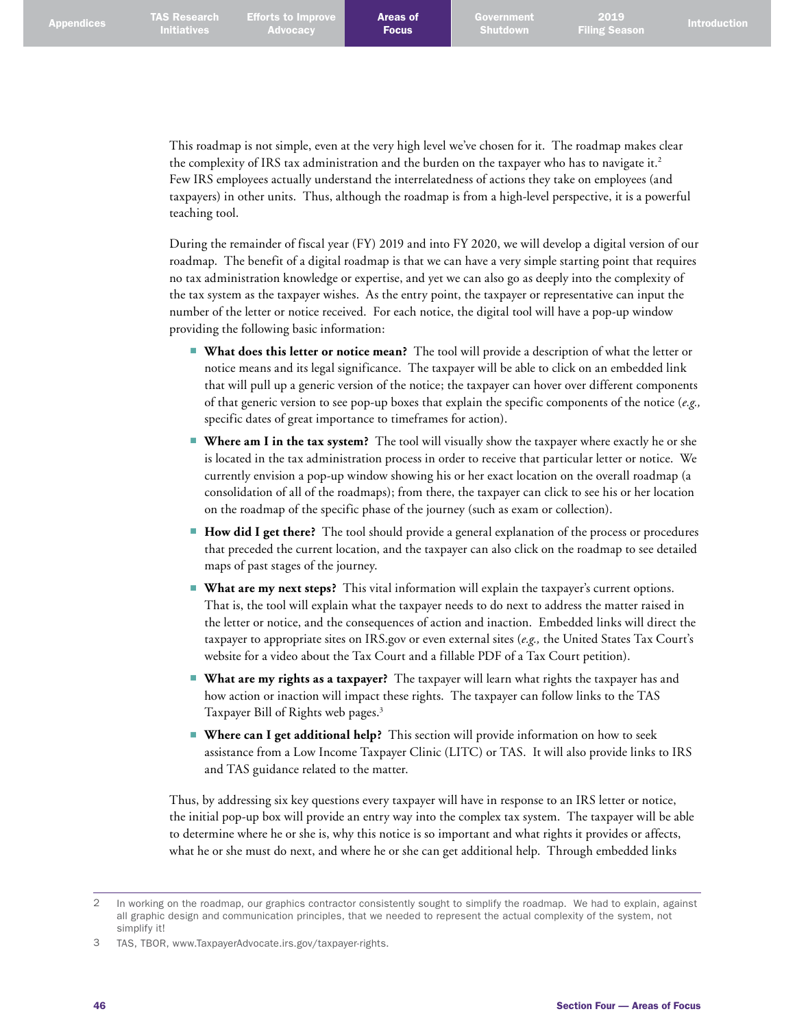This roadmap is not simple, even at the very high level we've chosen for it. The roadmap makes clear the complexity of IRS tax administration and the burden on the taxpayer who has to navigate it.[2] Few IRS employees actually understand the interrelatedness of actions they take on employees (and taxpayers) in other units. Thus, although the roadmap is from a high-level perspective, it is a powerful teaching tool.

During the remainder of fiscal year (FY) 2019 and into FY 2020, we will develop a digital version of our roadmap. The benefit of a digital roadmap is that we can have a very simple starting point that requires no tax administration knowledge or expertise, and yet we can also go as deeply into the complexity of the tax system as the taxpayer wishes. As the entry point, the taxpayer or representative can input the number of the letter or notice received. For each notice, the digital tool will have a pop-up window providing the following basic information:

- **What does this letter or notice mean?** The tool will provide a description of what the letter or notice means and its legal significance. The taxpayer will be able to click on an embedded link that will pull up a generic version of the notice; the taxpayer can hover over different components of that generic version to see pop-up boxes that explain the specific components of the notice (*e.g.,* specific dates of great importance to timeframes for action).
- **Where am I in the tax system?** The tool will visually show the taxpayer where exactly he or she is located in the tax administration process in order to receive that particular letter or notice. We currently envision a pop-up window showing his or her exact location on the overall roadmap (a consolidation of all of the roadmaps); from there, the taxpayer can click to see his or her location on the roadmap of the specific phase of the journey (such as exam or collection).
- **How did I get there?** The tool should provide a general explanation of the process or procedures that preceded the current location, and the taxpayer can also click on the roadmap to see detailed maps of past stages of the journey.
- **What are my next steps?** This vital information will explain the taxpayer's current options. That is, the tool will explain what the taxpayer needs to do next to address the matter raised in the letter or notice, and the consequences of action and inaction. Embedded links will direct the taxpayer to appropriate sites on IRS.gov or even external sites (*e.g.,* the United States Tax Court's website for a video about the Tax Court and a fillable PDF of a Tax Court petition).
- **What are my rights as a taxpayer?** The taxpayer will learn what rights the taxpayer has and how action or inaction will impact these rights. The taxpayer can follow links to the TAS Taxpayer Bill of Rights web pages.[3]
- **Where can I get additional help?** This section will provide information on how to seek assistance from a Low Income Taxpayer Clinic (LITC) or TAS. It will also provide links to IRS and TAS guidance related to the matter.

Thus, by addressing six key questions every taxpayer will have in response to an IRS letter or notice, the initial pop-up box will provide an entry way into the complex tax system. The taxpayer will be able to determine where he or she is, why this notice is so important and what rights it provides or affects, what he or she must do next, and where he or she can get additional help. Through embedded links

---

2 In working on the roadmap, our graphics contractor consistently sought to simplify the roadmap. We had to explain, against all graphic design and communication principles, that we needed to represent the actual complexity of the system, not simplify it!

3 TAS, TBOR, www.TaxpayerAdvocate.irs.gov/taxpayer-rights.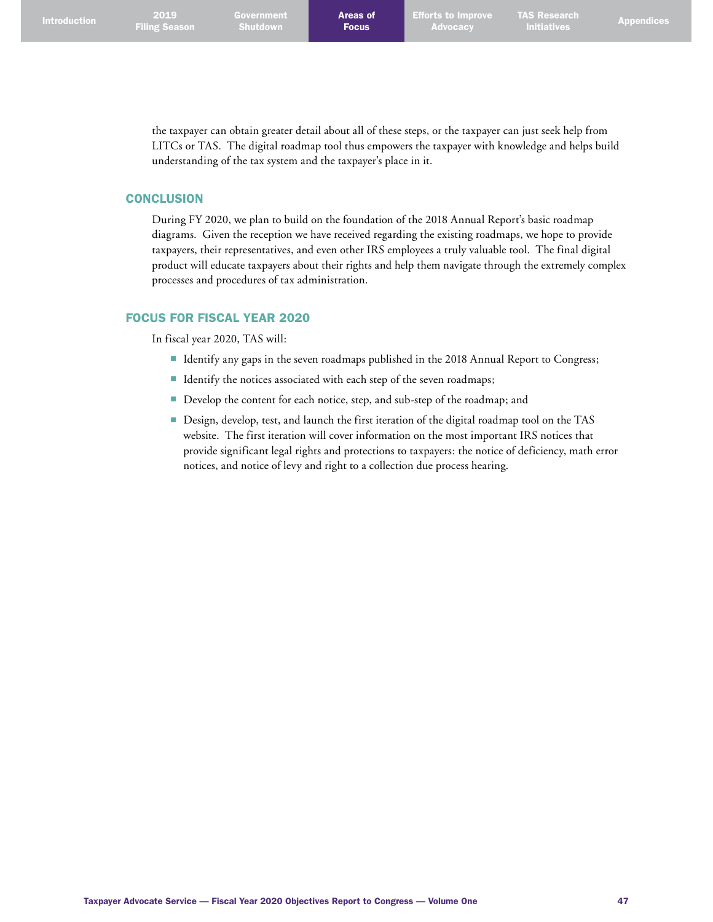the taxpayer can obtain greater detail about all of these steps, or the taxpayer can just seek help from LITCs or TAS. The digital roadmap tool thus empowers the taxpayer with knowledge and helps build understanding of the tax system and the taxpayer's place in it.

## CONCLUSION

During FY 2020, we plan to build on the foundation of the 2018 Annual Report's basic roadmap diagrams. Given the reception we have received regarding the existing roadmaps, we hope to provide taxpayers, their representatives, and even other IRS employees a truly valuable tool. The final digital product will educate taxpayers about their rights and help them navigate through the extremely complex processes and procedures of tax administration.

## FOCUS FOR FISCAL YEAR 2020

In fiscal year 2020, TAS will:

- Identify any gaps in the seven roadmaps published in the 2018 Annual Report to Congress;
- Identify the notices associated with each step of the seven roadmaps;
- Develop the content for each notice, step, and sub-step of the roadmap; and
- Design, develop, test, and launch the first iteration of the digital roadmap tool on the TAS website. The first iteration will cover information on the most important IRS notices that provide significant legal rights and protections to taxpayers: the notice of deficiency, math error notices, and notice of levy and right to a collection due process hearing.